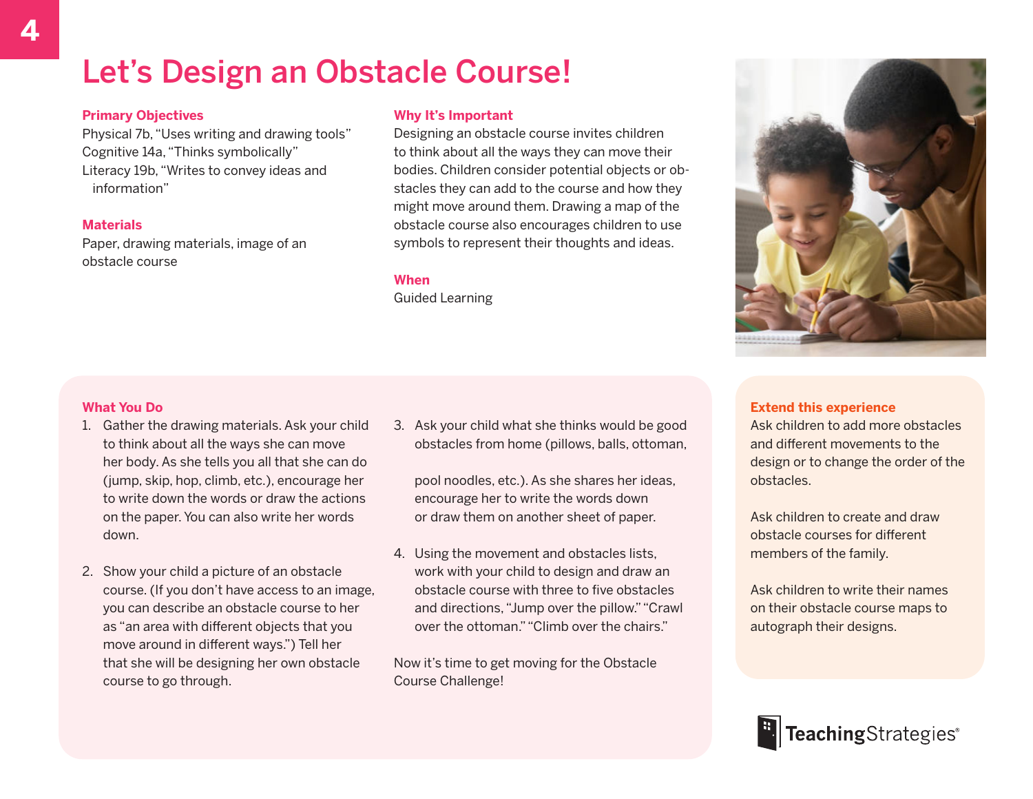# Let's Design an Obstacle Course!

### Primary Objectives

Physical 7b, "Uses writing and drawing tools"
Cognitive 14a, "Thinks symbolically"
Literacy 19b, "Writes to convey ideas and information"

### Materials

Paper, drawing materials, image of an obstacle course

### Why It's Important

Designing an obstacle course invites children to think about all the ways they can move their bodies. Children consider potential objects or obstacles they can add to the course and how they might move around them. Drawing a map of the obstacle course also encourages children to use symbols to represent their thoughts and ideas.

### When

Guided Learning

### What You Do

1. Gather the drawing materials. Ask your child to think about all the ways she can move her body. As she tells you all that she can do (jump, skip, hop, climb, etc.), encourage her to write down the words or draw the actions on the paper. You can also write her words down.

2. Show your child a picture of an obstacle course. (If you don't have access to an image, you can describe an obstacle course to her as "an area with different objects that you move around in different ways.") Tell her that she will be designing her own obstacle course to go through.

3. Ask your child what she thinks would be good obstacles from home (pillows, balls, ottoman, pool noodles, etc.). As she shares her ideas, encourage her to write the words down or draw them on another sheet of paper.

4. Using the movement and obstacles lists, work with your child to design and draw an obstacle course with three to five obstacles and directions, "Jump over the pillow." "Crawl over the ottoman." "Climb over the chairs."

Now it's time to get moving for the Obstacle Course Challenge!

### Extend this experience

Ask children to add more obstacles and different movements to the design or to change the order of the obstacles.

Ask children to create and draw obstacle courses for different members of the family.

Ask children to write their names on their obstacle course maps to autograph their designs.

TeachingStrategies®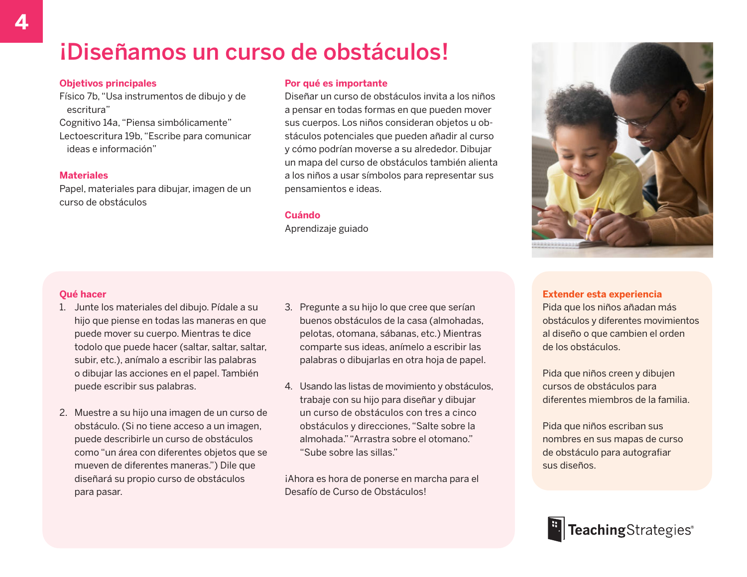# ¡Diseñamos un curso de obstáculos!

**Objetivos principales**

Físico 7b, “Usa instrumentos de dibujo y de escritura”
Cognitivo 14a, “Piensa simbólicamente”
Lectoescritura 19b, “Escribe para comunicar ideas e información”

**Materiales**

Papel, materiales para dibujar, imagen de un curso de obstáculos

**Por qué es importante**

Diseñar un curso de obstáculos invita a los niños a pensar en todas formas en que pueden mover sus cuerpos. Los niños consideran objetos u obstáculos potenciales que pueden añadir al curso y cómo podrían moverse a su alrededor. Dibujar un mapa del curso de obstáculos también alienta a los niños a usar símbolos para representar sus pensamientos e ideas.

**Cuándo**

Aprendizaje guiado

**Qué hacer**

1. Junte los materiales del dibujo. Pídale a su hijo que piense en todas las maneras en que puede mover su cuerpo. Mientras te dice todolo que puede hacer (saltar, saltar, saltar, subir, etc.), anímalo a escribir las palabras o dibujar las acciones en el papel. También puede escribir sus palabras.

2. Muestre a su hijo una imagen de un curso de obstáculo. (Si no tiene acceso a un imagen, puede describirle un curso de obstáculos como “un área con diferentes objetos que se mueven de diferentes maneras.”) Dile que diseñará su propio curso de obstáculos para pasar.

3. Pregunte a su hijo lo que cree que serían buenos obstáculos de la casa (almohadas, pelotas, otomana, sábanas, etc.) Mientras comparte sus ideas, anímelo a escribir las palabras o dibujarlas en otra hoja de papel.

4. Usando las listas de movimiento y obstáculos, trabaje con su hijo para diseñar y dibujar un curso de obstáculos con tres a cinco obstáculos y direcciones, “Salte sobre la almohada.” “Arrastra sobre el otomano.” “Sube sobre las sillas.”

¡Ahora es hora de ponerse en marcha para el Desafío de Curso de Obstáculos!

**Extender esta experiencia**

Pida que los niños añadan más obstáculos y diferentes movimientos al diseño o que cambien el orden de los obstáculos.

Pida que niños creen y dibujen cursos de obstáculos para diferentes miembros de la familia.

Pida que niños escriban sus nombres en sus mapas de curso de obstáculo para autografiar sus diseños.

TeachingStrategies®